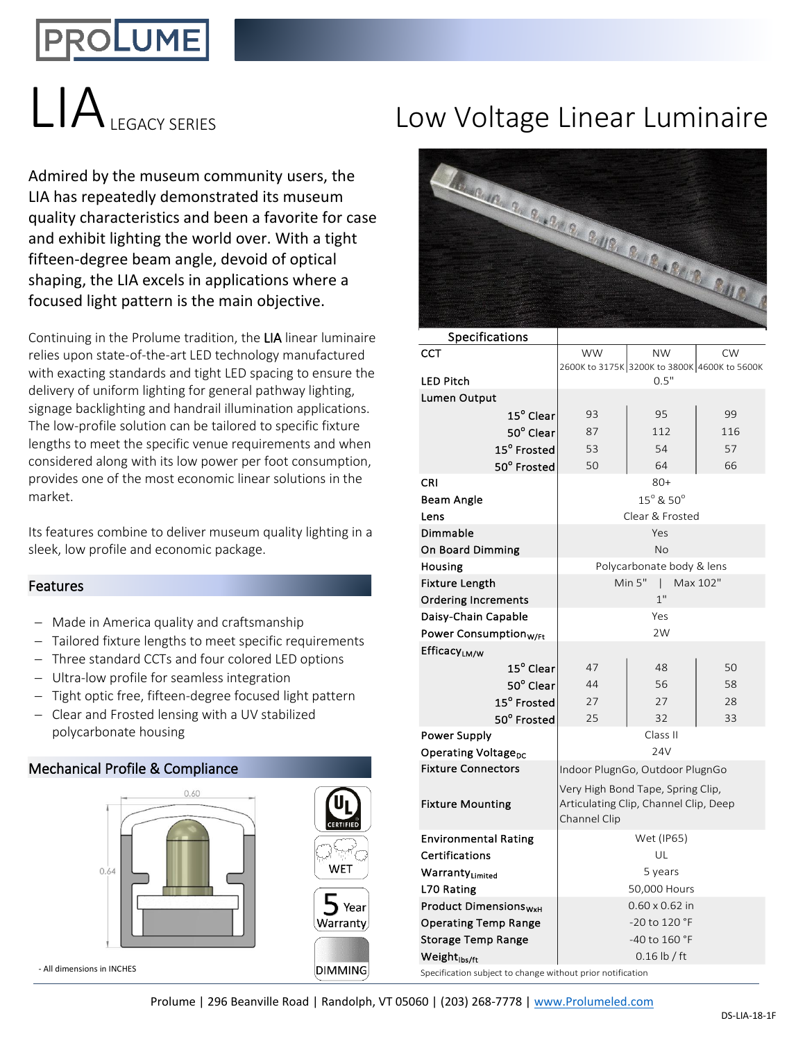# LIA LEGACY SERIES

# Low Voltage Linear Luminaire

Admired by the museum community users, the LIA has repeatedly demonstrated its museum quality characteristics and been a favorite for case and exhibit lighting the world over. With a tight fifteen-degree beam angle, devoid of optical shaping, the LIA excels in applications where a focused light pattern is the main objective.

Continuing in the Prolume tradition, the LIA linear luminaire relies upon state-of-the-art LED technology manufactured with exacting standards and tight LED spacing to ensure the delivery of uniform lighting for general pathway lighting, signage backlighting and handrail illumination applications. The low-profile solution can be tailored to specific fixture lengths to meet the specific venue requirements and when considered along with its low power per foot consumption, provides one of the most economic linear solutions in the market.

Its features combine to deliver museum quality lighting in a sleek, low profile and economic package.

## Features

- Made in America quality and craftsmanship
- Tailored fixture lengths to meet specific requirements
- Three standard CCTs and four colored LED options
- Ultra-low profile for seamless integration
- Tight optic free, fifteen-degree focused light pattern
- Clear and Frosted lensing with a UV stabilized polycarbonate housing

## Mechanical Profile & Compliance

0.60

0.64

- All dimensions in INCHES

UL CERTIFIED

WET

5 Year Warranty

DIMMING

| Specifications | | | |
|---|---|---|---|
| CCT | WW 2600K to 3175K | NW 3200K to 3800K | CW 4600K to 5600K |
| LED Pitch | | 0.5" | |
| Lumen Output | | | |
| 15° Clear | 93 | 95 | 99 |
| 50° Clear | 87 | 112 | 116 |
| 15° Frosted | 53 | 54 | 57 |
| 50° Frosted | 50 | 64 | 66 |
| CRI | | 80+ | |
| Beam Angle | | 15° & 50° | |
| Lens | | Clear & Frosted | |
| Dimmable | | Yes | |
| On Board Dimming | | No | |
| Housing | | Polycarbonate body & lens | |
| Fixture Length | | Min 5" \| Max 102" | |
| Ordering Increments | | 1" | |
| Daisy-Chain Capable | | Yes | |
| Power Consumption$_{W/Ft}$ | | 2W | |
| Efficacy$_{LM/W}$ | | | |
| 15° Clear | 47 | 48 | 50 |
| 50° Clear | 44 | 56 | 58 |
| 15° Frosted | 27 | 27 | 28 |
| 50° Frosted | 25 | 32 | 33 |
| Power Supply | | Class II | |
| Operating Voltage$_{DC}$ | | 24V | |
| Fixture Connectors | | Indoor PlugnGo, Outdoor PlugnGo | |
| Fixture Mounting | | Very High Bond Tape, Spring Clip, Articulating Clip, Channel Clip, Deep Channel Clip | |
| Environmental Rating | | Wet (IP65) | |
| Certifications | | UL | |
| Warranty$_{Limited}$ | | 5 years | |
| L70 Rating | | 50,000 Hours | |
| Product Dimensions$_{WxH}$ | | 0.60 x 0.62 in | |
| Operating Temp Range | | -20 to 120 °F | |
| Storage Temp Range | | -40 to 160 °F | |
| Weight$_{lbs/ft}$ | | 0.16 lb / ft | |

Specification subject to change without prior notification

Prolume | 296 Beanville Road | Randolph, VT 05060 | (203) 268-7778 | www.Prolumeled.com

DS-LIA-18-1F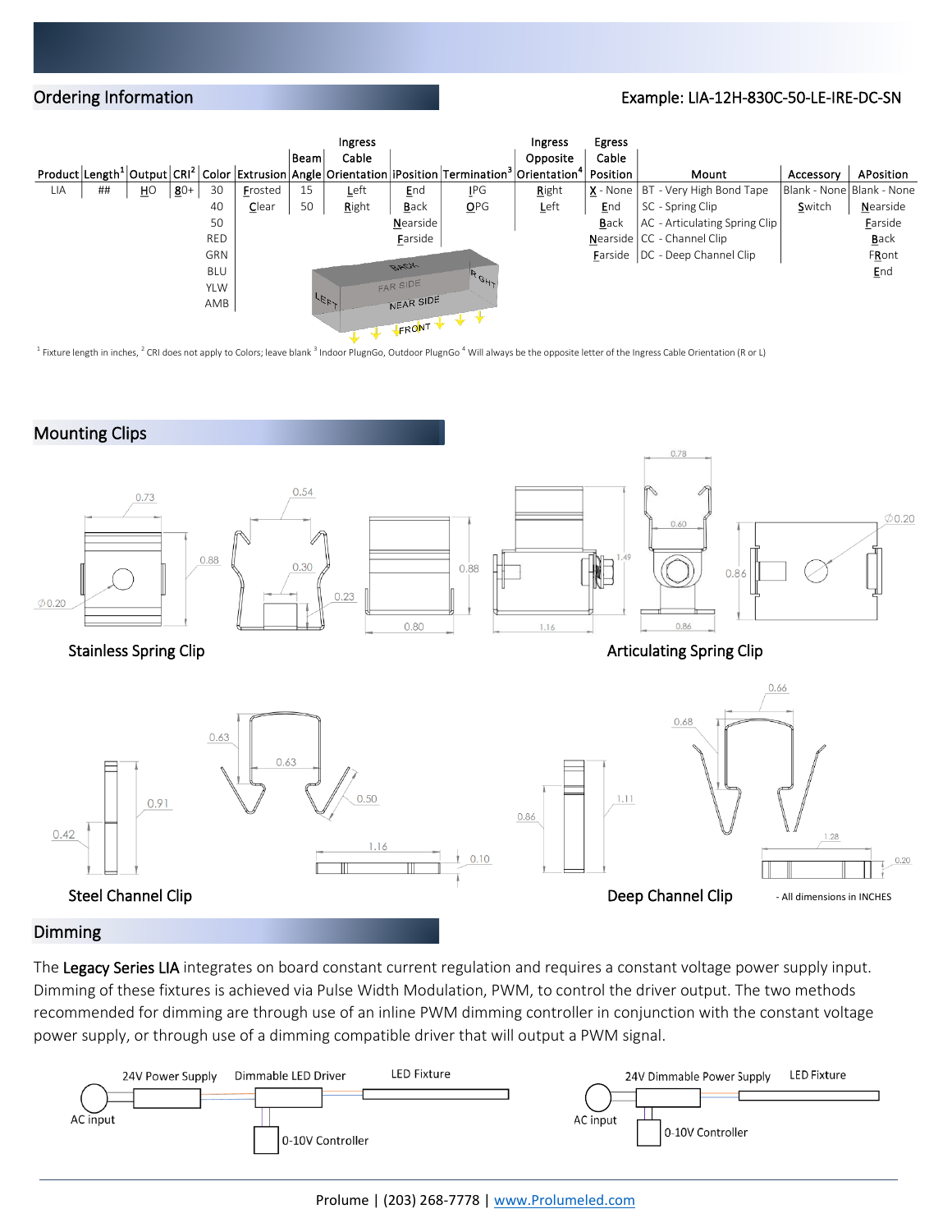## Ordering Information

Example: LIA-12H-830C-50-LE-IRE-DC-SN

| Product | Length[1] | Output | CRI[2] | Color | Extrusion | Beam Angle | Ingress Cable Orientation | iPosition | Termination[3] | Ingress Opposite Orientation[4] | Egress Cable Position | Mount | Accessory | APosition |
|---|---|---|---|---|---|---|---|---|---|---|---|---|---|---|
| LIA | ## | HO | 80+ | 30 | Frosted | 15 | Left | End | IPG | Right | X - None | BT - Very High Bond Tape | Blank - None | Blank - None |
| | | | | 40 | Clear | 50 | Right | Back | OPG | Left | End | SC - Spring Clip | Switch | Nearside |
| | | | | 50 | | | | Nearside | | | Back | AC - Articulating Spring Clip | | Farside |
| | | | | RED | | | | Farside | | | Nearside | CC - Channel Clip | | Back |
| | | | | GRN | | | | | | | Farside | DC - Deep Channel Clip | | FRont |
| | | | | BLU | | | | | | | | | | End |
| | | | | YLW | | | | | | | | | | |
| | | | | AMB | | | | | | | | | | |

BACK
FAR SIDE
LEFT
RIGHT
NEAR SIDE
FRONT

[1] Fixture length in inches, [2] CRI does not apply to Colors; leave blank [3] Indoor PlugnGo, Outdoor PlugnGo [4] Will always be the opposite letter of the Ingress Cable Orientation (R or L)

## Mounting Clips

0.73
0.88
Ø0.20
0.54
0.30
0.23
0.88
0.80

**Stainless Spring Clip**

0.78
0.60
1.49
1.16
0.86
0.86
Ø0.20

**Articulating Spring Clip**

0.91
0.42
0.63
0.63
0.50
1.16
0.10

**Steel Channel Clip**

0.86
1.11
0.68
0.66
1.28
0.20

**Deep Channel Clip**

- All dimensions in INCHES

## Dimming

The Legacy Series LIA integrates on board constant current regulation and requires a constant voltage power supply input. Dimming of these fixtures is achieved via Pulse Width Modulation, PWM, to control the driver output. The two methods recommended for dimming are through use of an inline PWM dimming controller in conjunction with the constant voltage power supply, or through use of a dimming compatible driver that will output a PWM signal.

24V Power Supply
Dimmable LED Driver
LED Fixture
AC input
0-10V Controller

24V Dimmable Power Supply
LED Fixture
AC input
0-10V Controller

Prolume | (203) 268-7778 | www.Prolumeled.com